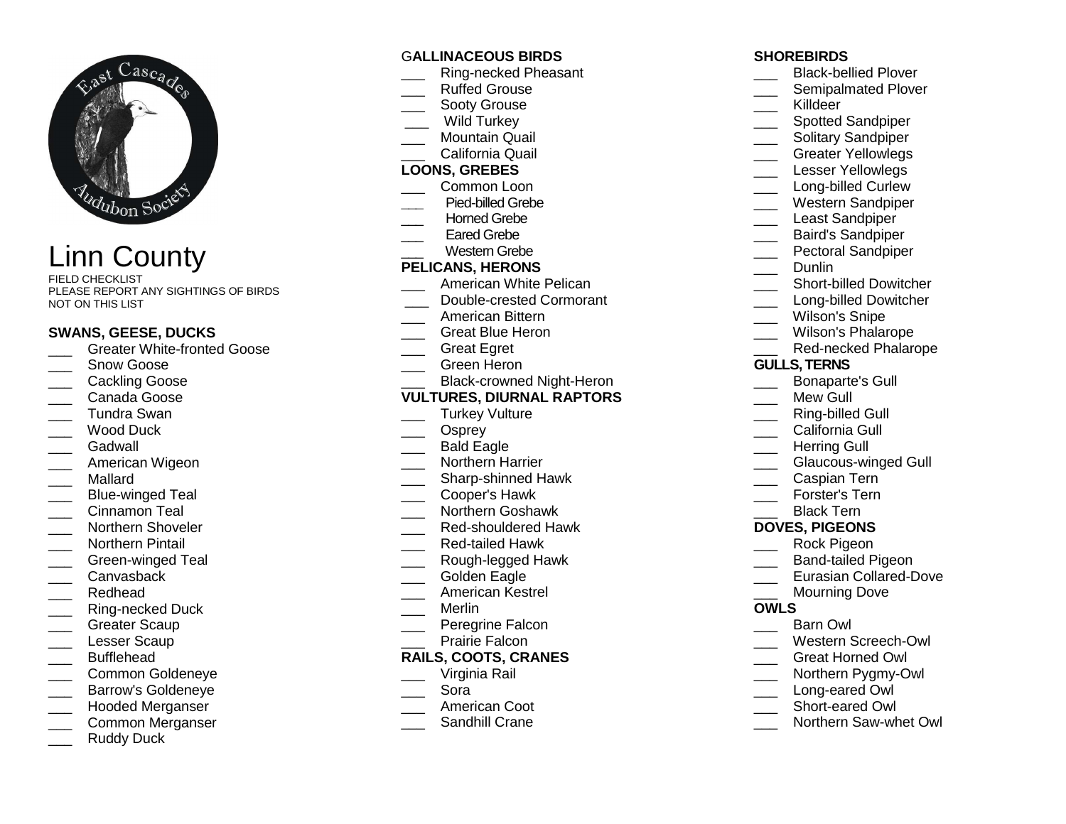# Linn County

FIELD CHECKLIST
PLEASE REPORT ANY SIGHTINGS OF BIRDS NOT ON THIS LIST

## SWANS, GEESE, DUCKS

- ___ Greater White-fronted Goose
- ___ Snow Goose
- ___ Cackling Goose
- ___ Canada Goose
- ___ Tundra Swan
- ___ Wood Duck
- ___ Gadwall
- ___ American Wigeon
- ___ Mallard
- ___ Blue-winged Teal
- ___ Cinnamon Teal
- ___ Northern Shoveler
- ___ Northern Pintail
- ___ Green-winged Teal
- ___ Canvasback
- ___ Redhead
- ___ Ring-necked Duck
- ___ Greater Scaup
- ___ Lesser Scaup
- ___ Bufflehead
- ___ Common Goldeneye
- ___ Barrow's Goldeneye
- ___ Hooded Merganser
- ___ Common Merganser
- ___ Ruddy Duck

## GALLINACEOUS BIRDS

- ___ Ring-necked Pheasant
- ___ Ruffed Grouse
- ___ Sooty Grouse
- ___ Wild Turkey
- ___ Mountain Quail
- ___ California Quail

## LOONS, GREBES

- ___ Common Loon
- ___ Pied-billed Grebe
- ___ Horned Grebe
- ___ Eared Grebe
- ___ Western Grebe

## PELICANS, HERONS

- ___ American White Pelican
- ___ Double-crested Cormorant
- ___ American Bittern
- ___ Great Blue Heron
- ___ Great Egret
- ___ Green Heron
- ___ Black-crowned Night-Heron

## VULTURES, DIURNAL RAPTORS

- ___ Turkey Vulture
- ___ Osprey
- ___ Bald Eagle
- ___ Northern Harrier
- ___ Sharp-shinned Hawk
- ___ Cooper's Hawk
- ___ Northern Goshawk
- ___ Red-shouldered Hawk
- ___ Red-tailed Hawk
- ___ Rough-legged Hawk
- ___ Golden Eagle
- ___ American Kestrel
- ___ Merlin
- ___ Peregrine Falcon
- ___ Prairie Falcon

## RAILS, COOTS, CRANES

- ___ Virginia Rail
- ___ Sora
- ___ American Coot
- ___ Sandhill Crane

## SHOREBIRDS

- ___ Black-bellied Plover
- ___ Semipalmated Plover
- ___ Killdeer
- ___ Spotted Sandpiper
- ___ Solitary Sandpiper
- ___ Greater Yellowlegs
- ___ Lesser Yellowlegs
- ___ Long-billed Curlew
- ___ Western Sandpiper
- ___ Least Sandpiper
- ___ Baird's Sandpiper
- ___ Pectoral Sandpiper
- ___ Dunlin
- ___ Short-billed Dowitcher
- ___ Long-billed Dowitcher
- ___ Wilson's Snipe
- ___ Wilson's Phalarope
- ___ Red-necked Phalarope

## GULLS, TERNS

- ___ Bonaparte's Gull
- ___ Mew Gull
- ___ Ring-billed Gull
- ___ California Gull
- ___ Herring Gull
- ___ Glaucous-winged Gull
- ___ Caspian Tern
- ___ Forster's Tern
- ___ Black Tern

## DOVES, PIGEONS

- ___ Rock Pigeon
- ___ Band-tailed Pigeon
- ___ Eurasian Collared-Dove
- ___ Mourning Dove

## OWLS

- ___ Barn Owl
- ___ Western Screech-Owl
- ___ Great Horned Owl
- ___ Northern Pygmy-Owl
- ___ Long-eared Owl
- ___ Short-eared Owl
- ___ Northern Saw-whet Owl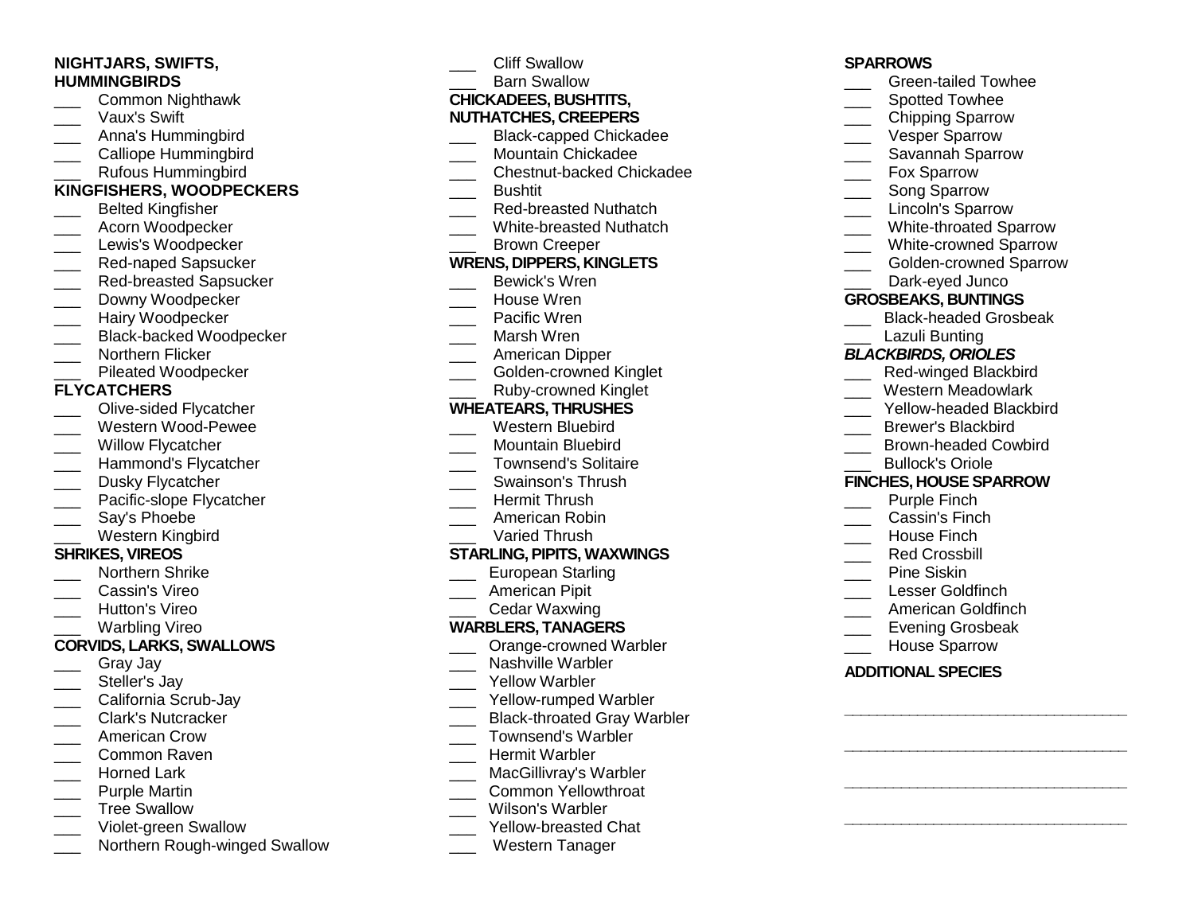**NIGHTJARS, SWIFTS, HUMMINGBIRDS**

- ___ Common Nighthawk
- ___ Vaux's Swift
- ___ Anna's Hummingbird
- ___ Calliope Hummingbird
- ___ Rufous Hummingbird

**KINGFISHERS, WOODPECKERS**

- ___ Belted Kingfisher
- ___ Acorn Woodpecker
- ___ Lewis's Woodpecker
- ___ Red-naped Sapsucker
- ___ Red-breasted Sapsucker
- ___ Downy Woodpecker
- ___ Hairy Woodpecker
- ___ Black-backed Woodpecker
- ___ Northern Flicker
- ___ Pileated Woodpecker

**FLYCATCHERS**

- ___ Olive-sided Flycatcher
- ___ Western Wood-Pewee
- ___ Willow Flycatcher
- ___ Hammond's Flycatcher
- ___ Dusky Flycatcher
- ___ Pacific-slope Flycatcher
- ___ Say's Phoebe
- ___ Western Kingbird

**SHRIKES, VIREOS**

- ___ Northern Shrike
- ___ Cassin's Vireo
- ___ Hutton's Vireo
- ___ Warbling Vireo

**CORVIDS, LARKS, SWALLOWS**

- ___ Gray Jay
- ___ Steller's Jay
- ___ California Scrub-Jay
- ___ Clark's Nutcracker
- ___ American Crow
- ___ Common Raven
- ___ Horned Lark
- ___ Purple Martin
- ___ Tree Swallow
- ___ Violet-green Swallow
- ___ Northern Rough-winged Swallow
- ___ Cliff Swallow
- ___ Barn Swallow

**CHICKADEES, BUSHTITS, NUTHATCHES, CREEPERS**

- ___ Black-capped Chickadee
- ___ Mountain Chickadee
- ___ Chestnut-backed Chickadee
- ___ Bushtit
- ___ Red-breasted Nuthatch
- ___ White-breasted Nuthatch
- ___ Brown Creeper

**WRENS, DIPPERS, KINGLETS**

- ___ Bewick's Wren
- ___ House Wren
- ___ Pacific Wren
- ___ Marsh Wren
- ___ American Dipper
- ___ Golden-crowned Kinglet
- ___ Ruby-crowned Kinglet

**WHEATEARS, THRUSHES**

- ___ Western Bluebird
- ___ Mountain Bluebird
- ___ Townsend's Solitaire
- ___ Swainson's Thrush
- ___ Hermit Thrush
- ___ American Robin
- ___ Varied Thrush

**STARLING, PIPITS, WAXWINGS**

- ___ European Starling
- ___ American Pipit
- ___ Cedar Waxwing

**WARBLERS, TANAGERS**

- ___ Orange-crowned Warbler
- ___ Nashville Warbler
- ___ Yellow Warbler
- ___ Yellow-rumped Warbler
- ___ Black-throated Gray Warbler
- ___ Townsend's Warbler
- ___ Hermit Warbler
- ___ MacGillivray's Warbler
- ___ Common Yellowthroat
- ___ Wilson's Warbler
- ___ Yellow-breasted Chat
- ___ Western Tanager

**SPARROWS**

- ___ Green-tailed Towhee
- ___ Spotted Towhee
- ___ Chipping Sparrow
- ___ Vesper Sparrow
- ___ Savannah Sparrow
- ___ Fox Sparrow
- ___ Song Sparrow
- ___ Lincoln's Sparrow
- ___ White-throated Sparrow
- ___ White-crowned Sparrow
- ___ Golden-crowned Sparrow
- ___ Dark-eyed Junco

**GROSBEAKS, BUNTINGS**

- ___ Black-headed Grosbeak
- ___ Lazuli Bunting

***BLACKBIRDS, ORIOLES***

- ___ Red-winged Blackbird
- ___ Western Meadowlark
- ___ Yellow-headed Blackbird
- ___ Brewer's Blackbird
- ___ Brown-headed Cowbird
- ___ Bullock's Oriole

**FINCHES, HOUSE SPARROW**

- ___ Purple Finch
- ___ Cassin's Finch
- ___ House Finch
- ___ Red Crossbill
- ___ Pine Siskin
- ___ Lesser Goldfinch
- ___ American Goldfinch
- ___ Evening Grosbeak
- ___ House Sparrow

**ADDITIONAL SPECIES**

______________________________

______________________________

______________________________

______________________________